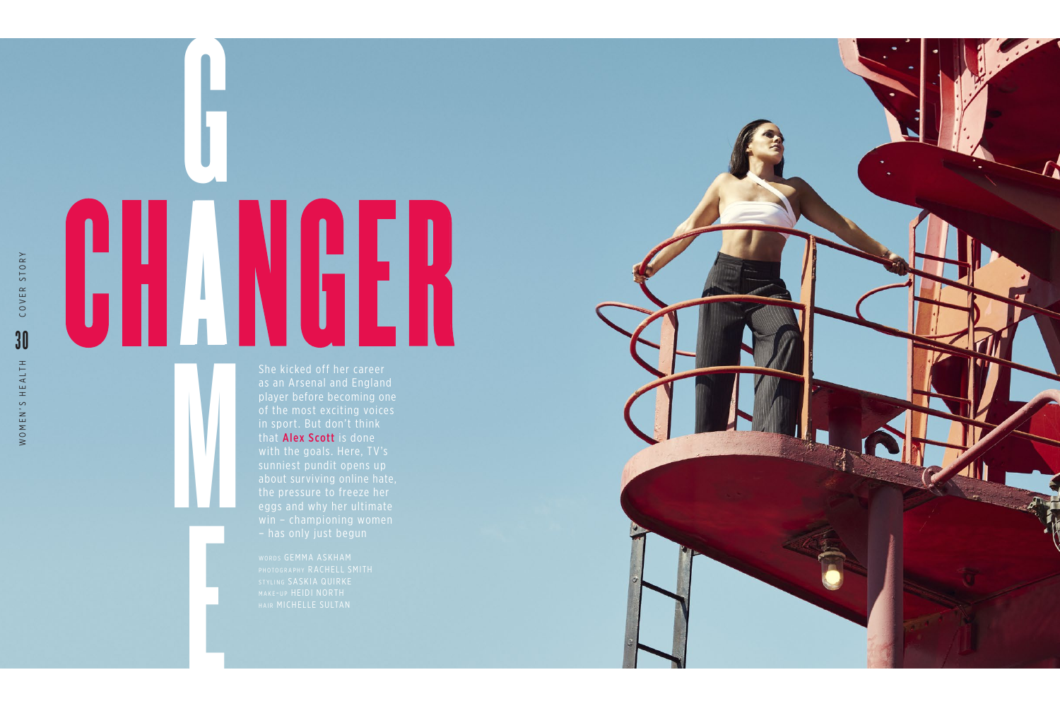# GAME CHANGER

She kicked off her career as an Arsenal and England player before becoming one of the most exciting voices in sport. But don't think that **Alex Scott** is done with the goals. Here, TV's sunniest pundit opens up about surviving online hate, the pressure to freeze her eggs and why her ultimate win – championing women – has only just begun

WORDS GEMMA ASKHAM
PHOTOGRAPHY RACHELL SMITH
STYLING SASKIA QUIRKE
MAKE-UP HEIDI NORTH
HAIR MICHELLE SULTAN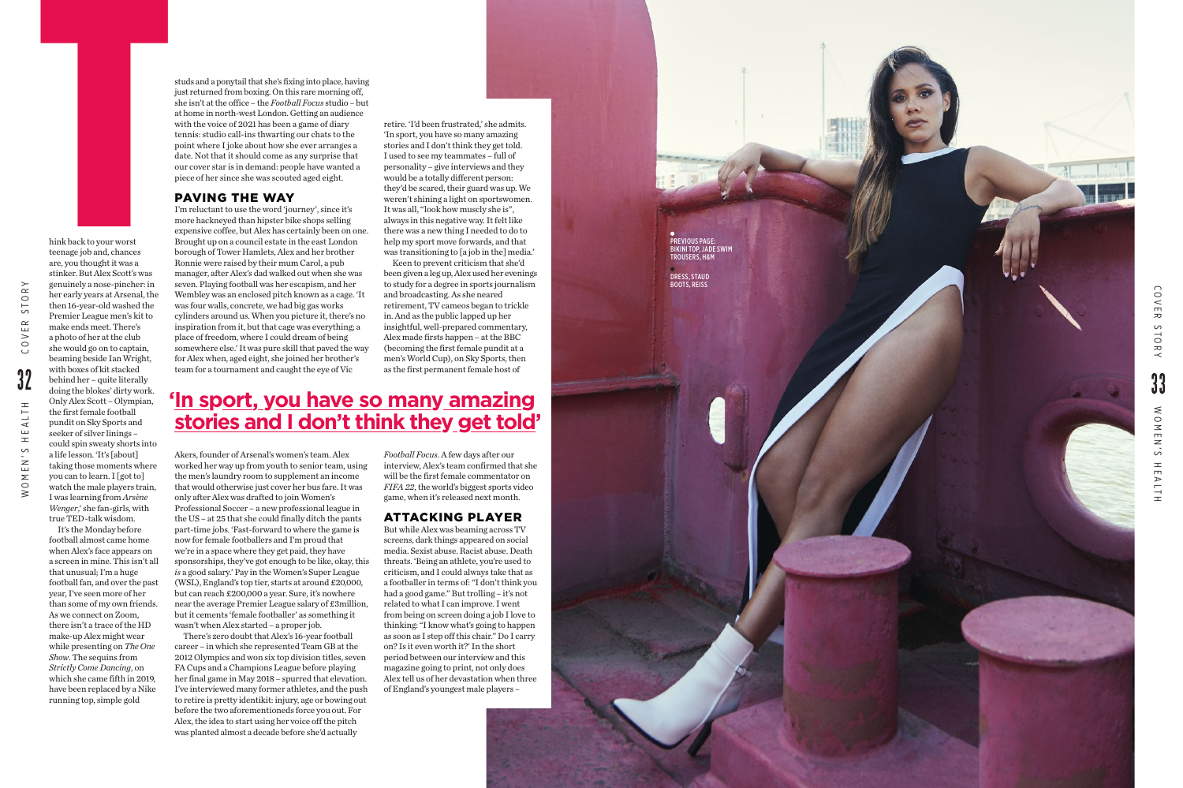Think back to your worst teenage job and, chances are, you thought it was a stinker. But Alex Scott's was genuinely a nose-pincher: in her early years at Arsenal, the then 16-year-old washed the Premier League men's kit to make ends meet. There's a photo of her at the club she would go on to captain, beaming beside Ian Wright, with boxes of kit stacked behind her – quite literally doing the blokes' dirty work. Only Alex Scott – Olympian, the first female football pundit on Sky Sports and seeker of silver linings – could spin sweaty shorts into a life lesson. 'It's [about] taking those moments where you can to learn. I [got to] watch the male players train, I was learning from *Arsène Wenger*,' she fan-girls, with true TED-talk wisdom.

It's the Monday before football almost came home when Alex's face appears on a screen in mine. This isn't all that unusual; I'm a huge football fan, and over the past year, I've seen more of her than some of my own friends. As we connect on Zoom, there isn't a trace of the HD make-up Alex might wear while presenting on *The One Show*. The sequins from *Strictly Come Dancing*, on which she came fifth in 2019, have been replaced by a Nike running top, simple gold studs and a ponytail that she's fixing into place, having just returned from boxing. On this rare morning off, she isn't at the office – the *Football Focus* studio – but at home in north-west London. Getting an audience with the voice of 2021 has been a game of diary tennis: studio call-ins thwarting our chats to the point where I joke about how she ever arranges a date. Not that it should come as any surprise that our cover star is in demand: people have wanted a piece of her since she was scouted aged eight.

## PAVING THE WAY

I'm reluctant to use the word 'journey', since it's more hackneyed than hipster bike shops selling expensive coffee, but Alex has certainly been on one. Brought up on a council estate in the east London borough of Tower Hamlets, Alex and her brother Ronnie were raised by their mum Carol, a pub manager, after Alex's dad walked out when she was seven. Playing football was her escapism, and her Wembley was an enclosed pitch known as a cage. 'It was four walls, concrete, we had big gas works cylinders around us. When you picture it, there's no inspiration from it, but that cage was everything; a place of freedom, where I could dream of being somewhere else.' It was pure skill that paved the way for Alex when, aged eight, she joined her brother's team for a tournament and caught the eye of Vic Akers, founder of Arsenal's women's team. Alex worked her way up from youth to senior team, using the men's laundry room to supplement an income that would otherwise just cover her bus fare. It was only after Alex was drafted to join Women's Professional Soccer – a new professional league in the US – at 25 that she could finally ditch the pants part-time jobs. 'Fast-forward to where the game is now for female footballers and I'm proud that we're in a space where they get paid, they have sponsorships, they've got enough to be like, okay, this *is* a good salary.' Pay in the Women's Super League (WSL), England's top tier, starts at around £20,000, but can reach £200,000 a year. Sure, it's nowhere near the average Premier League salary of £3million, but it cements 'female footballer' as something it wasn't when Alex started – a proper job.

There's zero doubt that Alex's 16-year football career – in which she represented Team GB at the 2012 Olympics and won six top division titles, seven FA Cups and a Champions League before playing her final game in May 2018 – spurred that elevation. I've interviewed many former athletes, and the push to retire is pretty identikit: injury, age or bowing out before the two aforementioneds force you out. For Alex, the idea to start using her voice off the pitch was planted almost a decade before she'd actually retire. 'I'd been frustrated,' she admits. 'In sport, you have so many amazing stories and I don't think they get told. I used to see my teammates – full of personality – give interviews and they would be a totally different person: they'd be scared, their guard was up. We weren't shining a light on sportswomen. It was all, "look how muscly she is", always in this negative way. It felt like there was a new thing I needed to do to help my sport move forwards, and that was transitioning to [a job in the] media.'

Keen to prevent criticism that she'd been given a leg up, Alex used her evenings to study for a degree in sports journalism and broadcasting. As she neared retirement, TV cameos began to trickle in. And as the public lapped up her insightful, well-prepared commentary, Alex made firsts happen – at the BBC (becoming the first female pundit at a men's World Cup), on Sky Sports, then as the first permanent female host of *Football Focus*. A few days after our interview, Alex's team confirmed that she will be the first female commentator on *FIFA 22*, the world's biggest sports video game, when it's released next month.

**'In sport, you have so many amazing stories and I don't think they get told'**

## ATTACKING PLAYER

But while Alex was beaming across TV screens, dark things appeared on social media. Sexist abuse. Racist abuse. Death threats. 'Being an athlete, you're used to criticism, and I could always take that as a footballer in terms of: "I don't think you had a good game." But trolling – it's not related to what I can improve. I went from being on screen doing a job I love to thinking: "I know what's going to happen as soon as I step off this chair." Do I carry on? Is it even worth it?' In the short period between our interview and this magazine going to print, not only does Alex tell us of her devastation when three of England's youngest male players –

PREVIOUS PAGE: BIKINI TOP, JADE SWIM TROUSERS, H&M

DRESS, STAUD BOOTS, REISS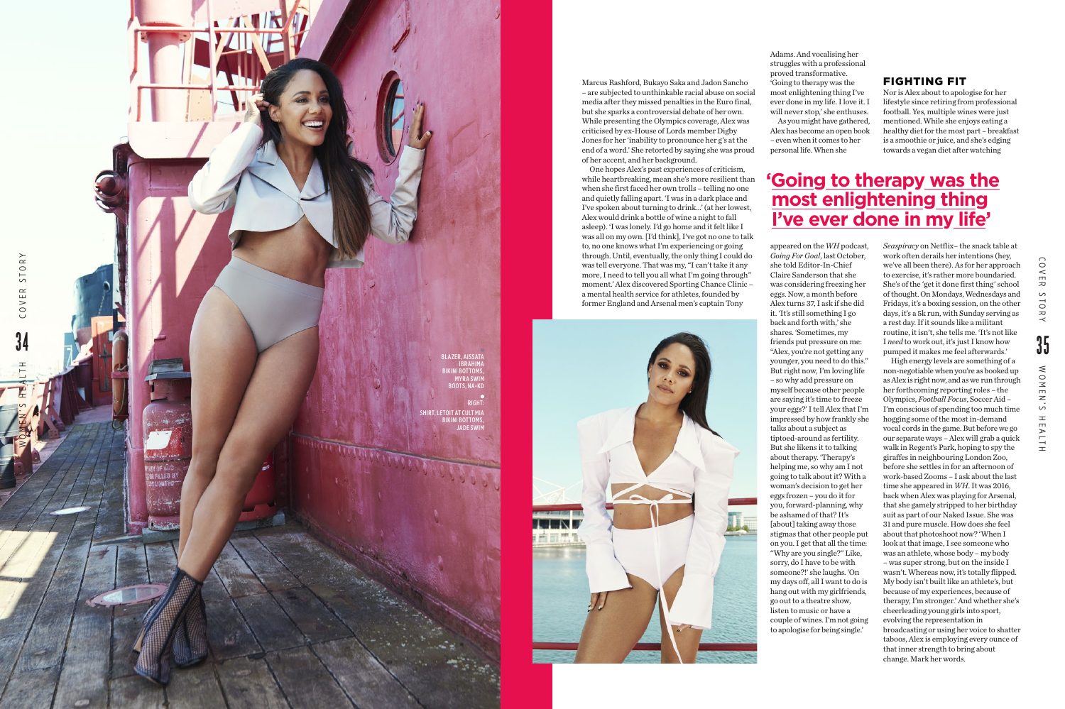Marcus Rashford, Bukayo Saka and Jadon Sancho – are subjected to unthinkable racial abuse on social media after they missed penalties in the Euro final, but she sparks a controversial debate of her own. While presenting the Olympics coverage, Alex was criticised by ex-House of Lords member Digby Jones for her 'inability to pronounce her g's at the end of a word.' She retorted by saying she was proud of her accent, and her background.

One hopes Alex's past experiences of criticism, while heartbreaking, mean she's more resilient than when she first faced her own trolls – telling no one and quietly falling apart. 'I was in a dark place and I've spoken about turning to drink…' (at her lowest, Alex would drink a bottle of wine a night to fall asleep). 'I was lonely. I'd go home and it felt like I was all on my own. [I'd think], I've got no one to talk to, no one knows what I'm experiencing or going through. Until, eventually, the only thing I could do was tell everyone. That was my, "I can't take it any more, I need to tell you all what I'm going through" moment.' Alex discovered Sporting Chance Clinic – a mental health service for athletes, founded by former England and Arsenal men's captain Tony Adams. And vocalising her struggles with a professional proved transformative. 'Going to therapy was the most enlightening thing I've ever done in my life. I love it. I will never stop,' she enthuses.

As you might have gathered, Alex has become an open book – even when it comes to her personal life. When she appeared on the *WH* podcast, *Going For Goal*, last October, she told Editor-in-Chief Claire Sanderson that she was considering freezing her eggs. Now, a month before Alex turns 37, I ask if she did it. 'It's still something I go back and forth with,' she shares. 'Sometimes, my friends put pressure on me: "Alex, you're not getting any younger, you need to do this." But right now, I'm loving life – so why add pressure on myself because other people are saying it's time to freeze your eggs?' I tell Alex that I'm impressed by how frankly she talks about a subject as tiptoed-around as fertility. But she likens it to talking about therapy. 'Therapy's helping me, so why am I not going to talk about it? With a woman's decision to get her eggs frozen – you do it for you, forward-planning, why be ashamed of that? It's [about] taking away those stigmas that other people put on you. I get that all the time: "Why are you single?" Like, sorry, do I have to be with someone?!' she laughs. 'On my days off, all I want to do is hang out with my girlfriends, go out to a theatre show, listen to music or have a couple of wines. I'm not going to apologise for being single.'

## 'Going to therapy was the most enlightening thing I've ever done in my life'

### FIGHTING FIT

Nor is Alex about to apologise for her lifestyle since retiring from professional football. Yes, multiple wines were just mentioned. While she enjoys eating a healthy diet for the most part – breakfast is a smoothie or juice, and she's edging towards a vegan diet after watching *Seaspiracy* on Netflix – the snack table at work often derails her intentions (hey, we've all been there). As for her approach to exercise, it's rather more boundaried. She's of the 'get it done first thing' school of thought. On Mondays, Wednesdays and Fridays, it's a boxing session, on the other days, it's a 5k run, with Sunday serving as a rest day. If it sounds like a militant routine, it isn't, she tells me. 'It's not like I *need* to work out, it's just I know how pumped it makes me feel afterwards.'

High energy levels are something of a non-negotiable when you're as booked up as Alex is right now, and as we run through her forthcoming reporting roles – the Olympics, *Football Focus*, Soccer Aid – I'm conscious of spending too much time hogging some of the most in-demand vocal cords in the game. But before we go our separate ways – Alex will grab a quick walk in Regent's Park, hoping to spy the giraffes in neighbouring London Zoo, before she settles in for an afternoon of work-based Zooms – I ask about the last time she appeared in *WH*. It was 2016, back when Alex was playing for Arsenal, that she gamely stripped to her birthday suit as part of our Naked Issue. She was 31 and pure muscle. How does she feel about that photoshoot now? 'When I look at that image, I see someone who was an athlete, whose body – my body – was super strong, but on the inside I wasn't. Whereas now, it's totally flipped. My body isn't built like an athlete's, but because of my experiences, because of therapy, I'm stronger.' And whether she's cheerleading young girls into sport, evolving the representation in broadcasting or using her voice to shatter taboos, Alex is employing every ounce of that inner strength to bring about change. Mark her words.

BLAZER, AISSATA IBRAHIMA
BIKINI BOTTOMS, MYRA SWIM
BOOTS, NA-KD

RIGHT:
SHIRT, LETOIT AT CULT MIA
BIKINI BOTTOMS, JADE SWIM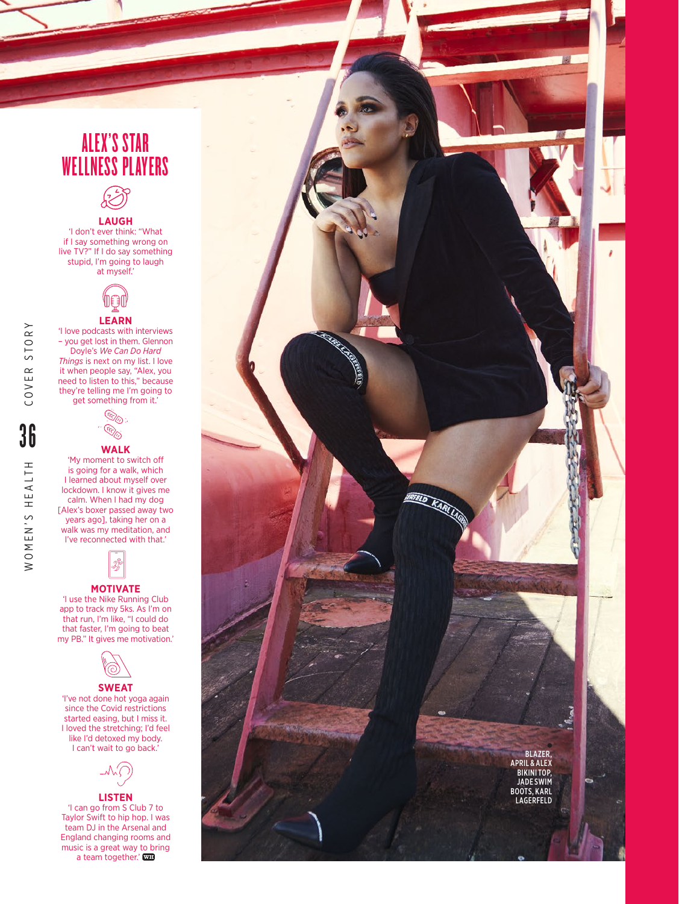# ALEX'S STAR WELLNESS PLAYERS

### LAUGH

'I don't ever think: "What if I say something wrong on live TV?" If I do say something stupid, I'm going to laugh at myself.'

### LEARN

'I love podcasts with interviews – you get lost in them. Glennon Doyle's *We Can Do Hard Things* is next on my list. I love it when people say, "Alex, you need to listen to this," because they're telling me I'm going to get something from it.'

### WALK

'My moment to switch off is going for a walk, which I learned about myself over lockdown. I know it gives me calm. When I had my dog [Alex's boxer passed away two years ago], taking her on a walk was my meditation, and I've reconnected with that.'

### MOTIVATE

'I use the Nike Running Club app to track my 5ks. As I'm on that run, I'm like, "I could do that faster, I'm going to beat my PB." It gives me motivation.'

### SWEAT

'I've not done hot yoga again since the Covid restrictions started easing, but I miss it. I loved the stretching; I'd feel like I'd detoxed my body. I can't wait to go back.'

### LISTEN

'I can go from S Club 7 to Taylor Swift to hip hop. I was team DJ in the Arsenal and England changing rooms and music is a great way to bring a team together.'

BLAZER, APRIL & ALEX
BIKINI TOP, JADE SWIM
BOOTS, KARL LAGERFELD